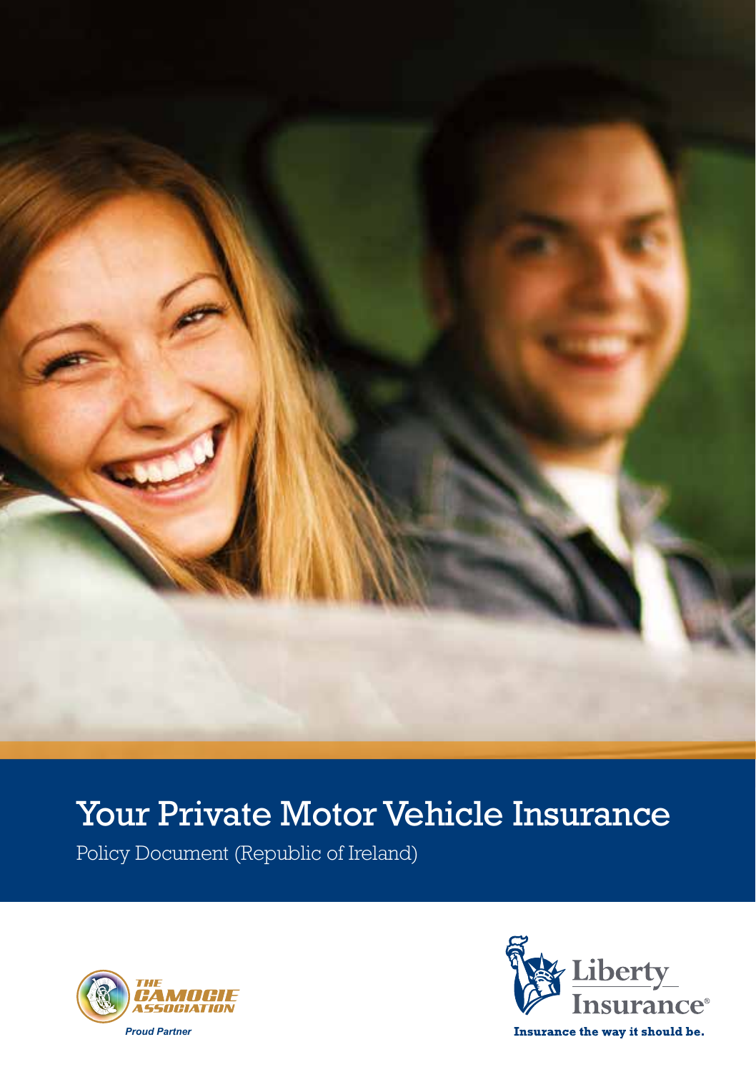# Your Private Motor Vehicle Insurance

Policy Document (Republic of Ireland)

THE CAMOGIE ASSOCIATION

*Proud Partner*

Liberty Insurance®

**Insurance the way it should be.**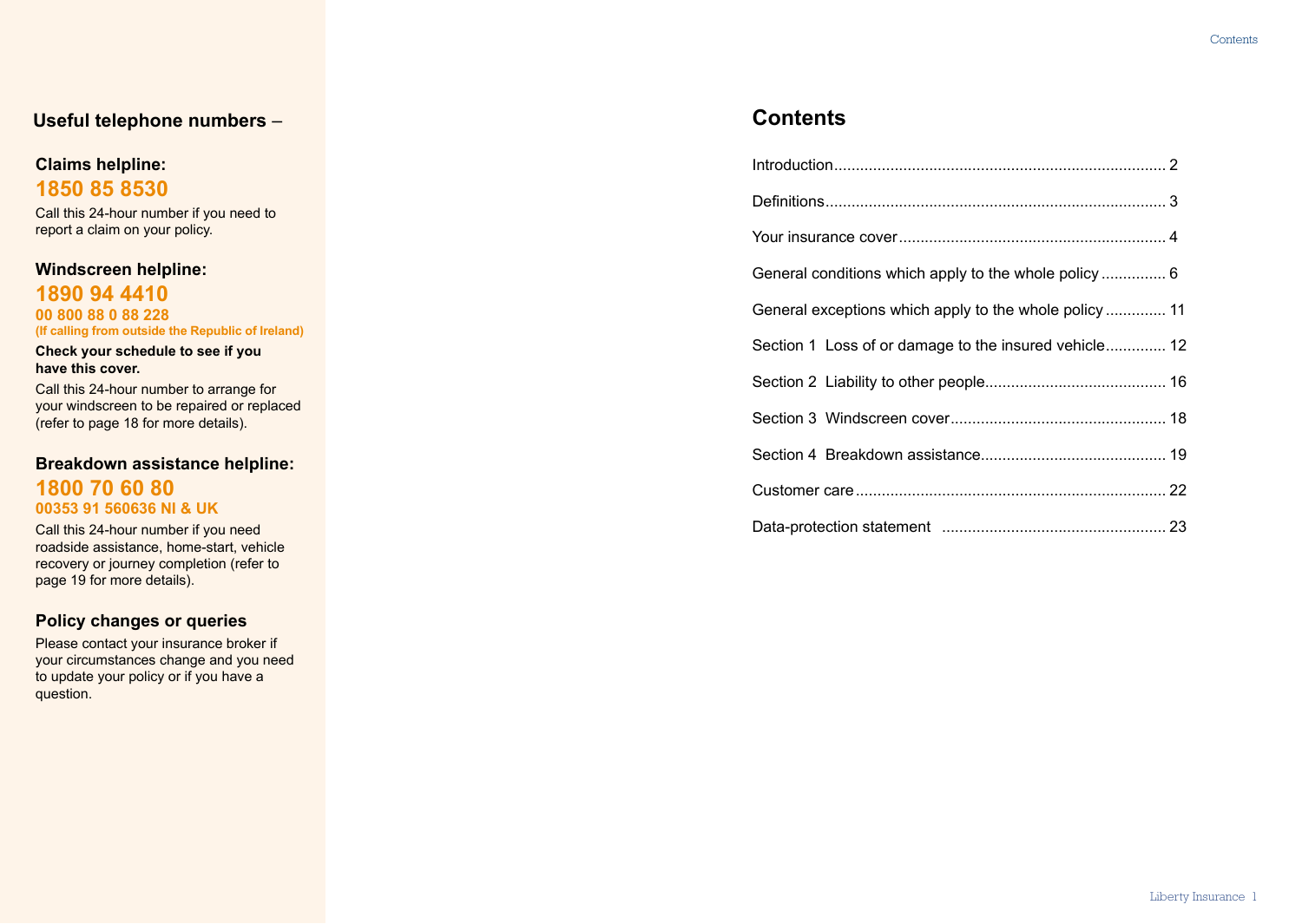## Useful telephone numbers –

### Claims helpline:

**1850 85 8530**

Call this 24-hour number if you need to report a claim on your policy.

### Windscreen helpline:

**1890 94 4410**

**00 800 88 0 88 228**
**(If calling from outside the Republic of Ireland)**

**Check your schedule to see if you have this cover.**

Call this 24-hour number to arrange for your windscreen to be repaired or replaced (refer to page 18 for more details).

### Breakdown assistance helpline:

**1800 70 60 80**

**00353 91 560636 NI & UK**

Call this 24-hour number if you need roadside assistance, home-start, vehicle recovery or journey completion (refer to page 19 for more details).

### Policy changes or queries

Please contact your insurance broker if your circumstances change and you need to update your policy or if you have a question.

# Contents

| | |
|---|---|
| Introduction | 2 |
| Definitions | 3 |
| Your insurance cover | 4 |
| General conditions which apply to the whole policy | 6 |
| General exceptions which apply to the whole policy | 11 |
| Section 1 Loss of or damage to the insured vehicle | 12 |
| Section 2 Liability to other people | 16 |
| Section 3 Windscreen cover | 18 |
| Section 4 Breakdown assistance | 19 |
| Customer care | 22 |
| Data-protection statement | 23 |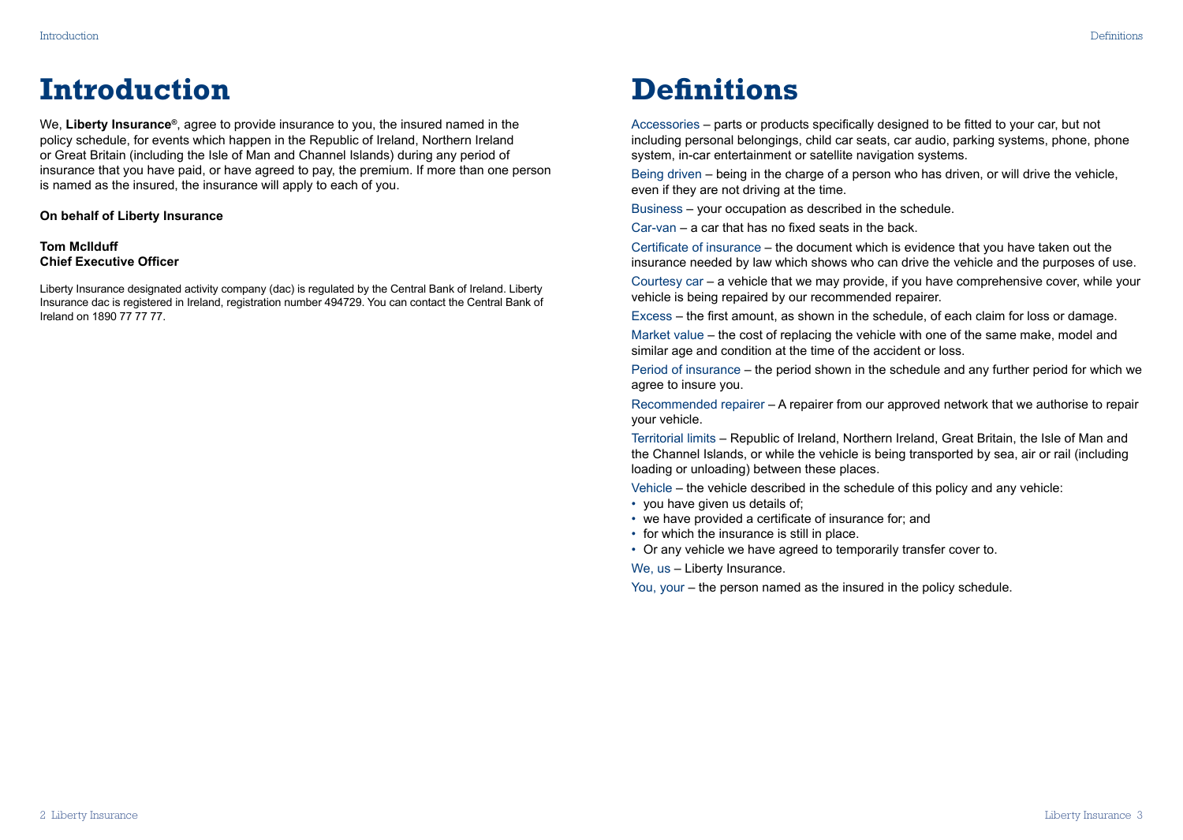# Introduction

We, **Liberty Insurance®**, agree to provide insurance to you, the insured named in the policy schedule, for events which happen in the Republic of Ireland, Northern Ireland or Great Britain (including the Isle of Man and Channel Islands) during any period of insurance that you have paid, or have agreed to pay, the premium. If more than one person is named as the insured, the insurance will apply to each of you.

**On behalf of Liberty Insurance**

**Tom McIlduff**
**Chief Executive Officer**

Liberty Insurance designated activity company (dac) is regulated by the Central Bank of Ireland. Liberty Insurance dac is registered in Ireland, registration number 494729. You can contact the Central Bank of Ireland on 1890 77 77 77.

# Definitions

Accessories – parts or products specifically designed to be fitted to your car, but not including personal belongings, child car seats, car audio, parking systems, phone, phone system, in-car entertainment or satellite navigation systems.

Being driven – being in the charge of a person who has driven, or will drive the vehicle, even if they are not driving at the time.

Business – your occupation as described in the schedule.

Car-van – a car that has no fixed seats in the back.

Certificate of insurance – the document which is evidence that you have taken out the insurance needed by law which shows who can drive the vehicle and the purposes of use.

Courtesy car – a vehicle that we may provide, if you have comprehensive cover, while your vehicle is being repaired by our recommended repairer.

Excess – the first amount, as shown in the schedule, of each claim for loss or damage.

Market value – the cost of replacing the vehicle with one of the same make, model and similar age and condition at the time of the accident or loss.

Period of insurance – the period shown in the schedule and any further period for which we agree to insure you.

Recommended repairer – A repairer from our approved network that we authorise to repair your vehicle.

Territorial limits – Republic of Ireland, Northern Ireland, Great Britain, the Isle of Man and the Channel Islands, or while the vehicle is being transported by sea, air or rail (including loading or unloading) between these places.

Vehicle – the vehicle described in the schedule of this policy and any vehicle:

- you have given us details of;
- we have provided a certificate of insurance for; and
- for which the insurance is still in place.
- Or any vehicle we have agreed to temporarily transfer cover to.

We, us – Liberty Insurance.

You, your – the person named as the insured in the policy schedule.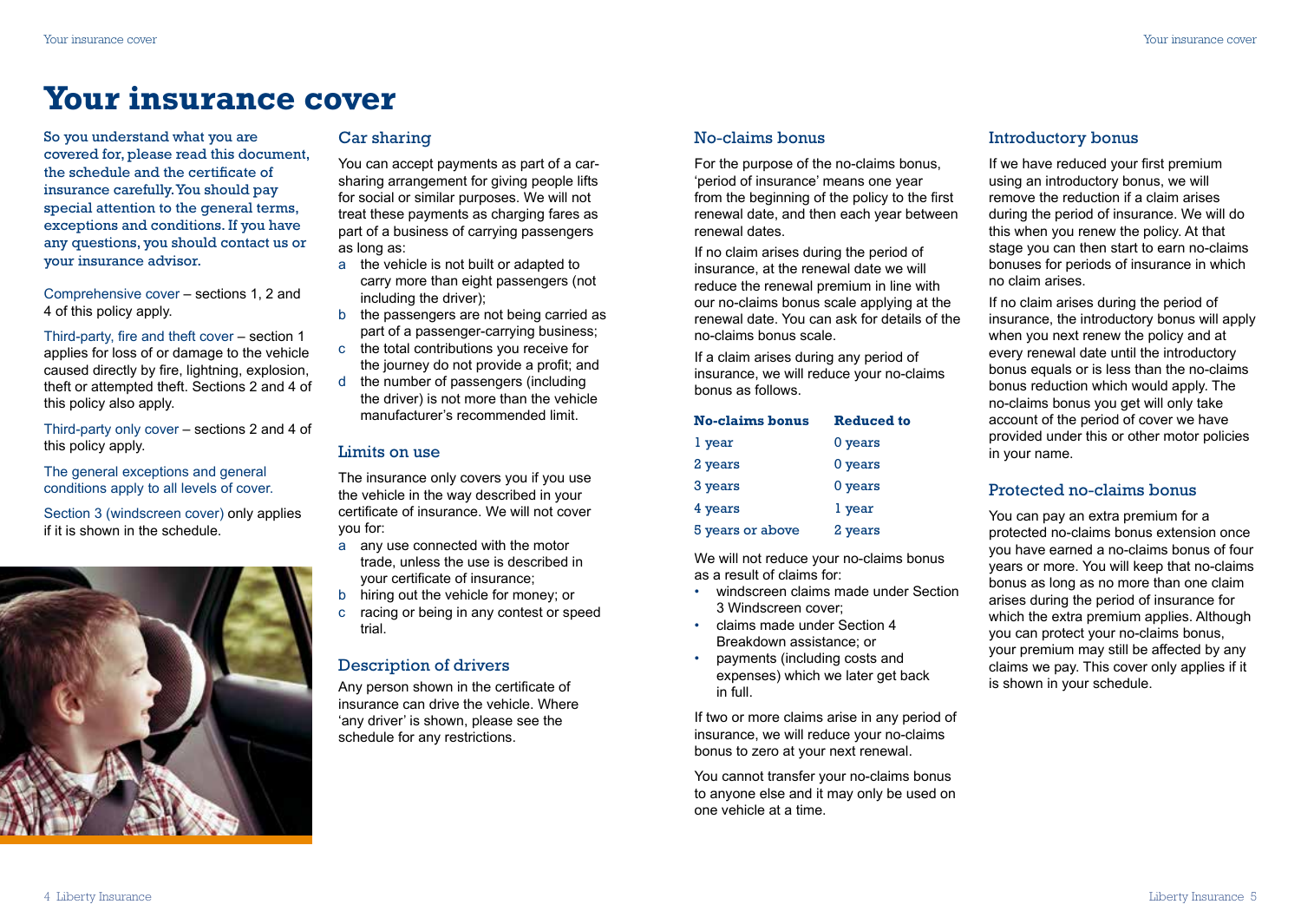# Your insurance cover

So you understand what you are covered for, please read this document, the schedule and the certificate of insurance carefully. You should pay special attention to the general terms, exceptions and conditions. If you have any questions, you should contact us or your insurance advisor.

Comprehensive cover – sections 1, 2 and 4 of this policy apply.

Third-party, fire and theft cover – section 1 applies for loss of or damage to the vehicle caused directly by fire, lightning, explosion, theft or attempted theft. Sections 2 and 4 of this policy also apply.

Third-party only cover – sections 2 and 4 of this policy apply.

The general exceptions and general conditions apply to all levels of cover.

Section 3 (windscreen cover) only applies if it is shown in the schedule.

## Car sharing

You can accept payments as part of a car-sharing arrangement for giving people lifts for social or similar purposes. We will not treat these payments as charging fares as part of a business of carrying passengers as long as:

a the vehicle is not built or adapted to carry more than eight passengers (not including the driver);
b the passengers are not being carried as part of a passenger-carrying business;
c the total contributions you receive for the journey do not provide a profit; and
d the number of passengers (including the driver) is not more than the vehicle manufacturer's recommended limit.

## Limits on use

The insurance only covers you if you use the vehicle in the way described in your certificate of insurance. We will not cover you for:

a any use connected with the motor trade, unless the use is described in your certificate of insurance;
b hiring out the vehicle for money; or
c racing or being in any contest or speed trial.

## Description of drivers

Any person shown in the certificate of insurance can drive the vehicle. Where 'any driver' is shown, please see the schedule for any restrictions.

## No-claims bonus

For the purpose of the no-claims bonus, 'period of insurance' means one year from the beginning of the policy to the first renewal date, and then each year between renewal dates.

If no claim arises during the period of insurance, at the renewal date we will reduce the renewal premium in line with our no-claims bonus scale applying at the renewal date. You can ask for details of the no-claims bonus scale.

If a claim arises during any period of insurance, we will reduce your no-claims bonus as follows.

| No-claims bonus | Reduced to |
|---|---|
| 1 year | 0 years |
| 2 years | 0 years |
| 3 years | 0 years |
| 4 years | 1 year |
| 5 years or above | 2 years |

We will not reduce your no-claims bonus as a result of claims for:

- windscreen claims made under Section 3 Windscreen cover;
- claims made under Section 4 Breakdown assistance; or
- payments (including costs and expenses) which we later get back in full.

If two or more claims arise in any period of insurance, we will reduce your no-claims bonus to zero at your next renewal.

You cannot transfer your no-claims bonus to anyone else and it may only be used on one vehicle at a time.

## Introductory bonus

If we have reduced your first premium using an introductory bonus, we will remove the reduction if a claim arises during the period of insurance. We will do this when you renew the policy. At that stage you can then start to earn no-claims bonuses for periods of insurance in which no claim arises.

If no claim arises during the period of insurance, the introductory bonus will apply when you next renew the policy and at every renewal date until the introductory bonus equals or is less than the no-claims bonus reduction which would apply. The no-claims bonus you get will only take account of the period of cover we have provided under this or other motor policies in your name.

## Protected no-claims bonus

You can pay an extra premium for a protected no-claims bonus extension once you have earned a no-claims bonus of four years or more. You will keep that no-claims bonus as long as no more than one claim arises during the period of insurance for which the extra premium applies. Although you can protect your no-claims bonus, your premium may still be affected by any claims we pay. This cover only applies if it is shown in your schedule.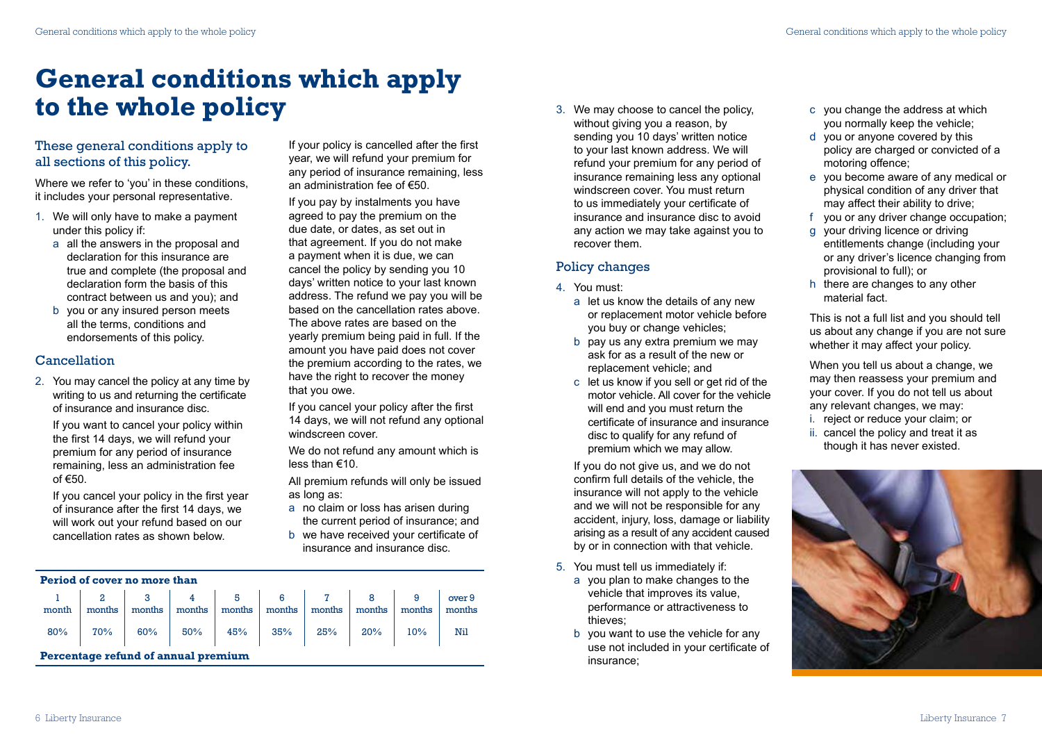# General conditions which apply to the whole policy

## These general conditions apply to all sections of this policy.

Where we refer to 'you' in these conditions, it includes your personal representative.

1. We will only have to make a payment under this policy if:
   a. all the answers in the proposal and declaration for this insurance are true and complete (the proposal and declaration form the basis of this contract between us and you); and
   b. you or any insured person meets all the terms, conditions and endorsements of this policy.

### Cancellation

2. You may cancel the policy at any time by writing to us and returning the certificate of insurance and insurance disc.

   If you want to cancel your policy within the first 14 days, we will refund your premium for any period of insurance remaining, less an administration fee of €50.

   If you cancel your policy in the first year of insurance after the first 14 days, we will work out your refund based on our cancellation rates as shown below.

| Period of cover no more than | | | | | | | | | |
|---|---|---|---|---|---|---|---|---|---|
| 1 month | 2 months | 3 months | 4 months | 5 months | 6 months | 7 months | 8 months | 9 months | over 9 months |
| 80% | 70% | 60% | 50% | 45% | 35% | 25% | 20% | 10% | Nil |
| **Percentage refund of annual premium** | | | | | | | | | |

If your policy is cancelled after the first year, we will refund your premium for any period of insurance remaining, less an administration fee of €50.

If you pay by instalments you have agreed to pay the premium on the due date, or dates, as set out in that agreement. If you do not make a payment when it is due, we can cancel the policy by sending you 10 days' written notice to your last known address. The refund we pay you will be based on the cancellation rates above. The above rates are based on the yearly premium being paid in full. If the amount you have paid does not cover the premium according to the rates, we have the right to recover the money that you owe.

If you cancel your policy after the first 14 days, we will not refund any optional windscreen cover.

We do not refund any amount which is less than €10.

All premium refunds will only be issued as long as:

a. no claim or loss has arisen during the current period of insurance; and
b. we have received your certificate of insurance and insurance disc.

3. We may choose to cancel the policy, without giving you a reason, by sending you 10 days' written notice to your last known address. We will refund your premium for any period of insurance remaining less any optional windscreen cover. You must return to us immediately your certificate of insurance and insurance disc to avoid any action we may take against you to recover them.

### Policy changes

4. You must:
   a. let us know the details of any new or replacement motor vehicle before you buy or change vehicles;
   b. pay us any extra premium we may ask for as a result of the new or replacement vehicle; and
   c. let us know if you sell or get rid of the motor vehicle. All cover for the vehicle will end and you must return the certificate of insurance and insurance disc to qualify for any refund of premium which we may allow.

   If you do not give us, and we do not confirm full details of the vehicle, the insurance will not apply to the vehicle and we will not be responsible for any accident, injury, loss, damage or liability arising as a result of any accident caused by or in connection with that vehicle.

5. You must tell us immediately if:
   a. you plan to make changes to the vehicle that improves its value, performance or attractiveness to thieves;
   b. you want to use the vehicle for any use not included in your certificate of insurance;
   c. you change the address at which you normally keep the vehicle;
   d. you or anyone covered by this policy are charged or convicted of a motoring offence;
   e. you become aware of any medical or physical condition of any driver that may affect their ability to drive;
   f. you or any driver change occupation;
   g. your driving licence or driving entitlements change (including your or any driver's licence changing from provisional to full); or
   h. there are changes to any other material fact.

   This is not a full list and you should tell us about any change if you are not sure whether it may affect your policy.

   When you tell us about a change, we may then reassess your premium and your cover. If you do not tell us about any relevant changes, we may:

   i. reject or reduce your claim; or
   ii. cancel the policy and treat it as though it has never existed.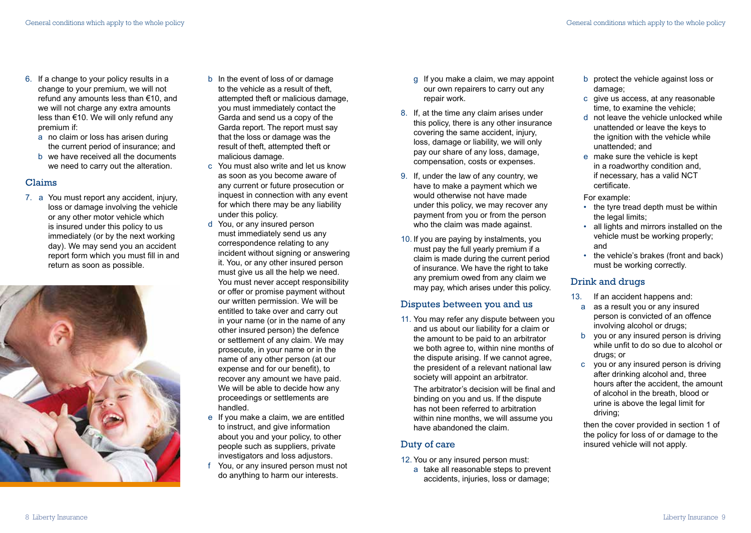6. If a change to your policy results in a change to your premium, we will not refund any amounts less than €10, and we will not charge any extra amounts less than €10. We will only refund any premium if:
   a no claim or loss has arisen during the current period of insurance; and
   b we have received all the documents we need to carry out the alteration.

## Claims

7. a You must report any accident, injury, loss or damage involving the vehicle or any other motor vehicle which is insured under this policy to us immediately (or by the next working day). We may send you an accident report form which you must fill in and return as soon as possible.
   b In the event of loss of or damage to the vehicle as a result of theft, attempted theft or malicious damage, you must immediately contact the Garda and send us a copy of the Garda report. The report must say that the loss or damage was the result of theft, attempted theft or malicious damage.
   c You must also write and let us know as soon as you become aware of any current or future prosecution or inquest in connection with any event for which there may be any liability under this policy.
   d You, or any insured person must immediately send us any correspondence relating to any incident without signing or answering it. You, or any other insured person must give us all the help we need. You must never accept responsibility or offer or promise payment without our written permission. We will be entitled to take over and carry out in your name (or in the name of any other insured person) the defence or settlement of any claim. We may prosecute, in your name or in the name of any other person (at our expense and for our benefit), to recover any amount we have paid. We will be able to decide how any proceedings or settlements are handled.
   e If you make a claim, we are entitled to instruct, and give information about you and your policy, to other people such as suppliers, private investigators and loss adjustors.
   f You, or any insured person must not do anything to harm our interests.
   g If you make a claim, we may appoint our own repairers to carry out any repair work.

8. If, at the time any claim arises under this policy, there is any other insurance covering the same accident, injury, loss, damage or liability, we will only pay our share of any loss, damage, compensation, costs or expenses.

9. If, under the law of any country, we have to make a payment which we would otherwise not have made under this policy, we may recover any payment from you or from the person who the claim was made against.

10. If you are paying by instalments, you must pay the full yearly premium if a claim is made during the current period of insurance. We have the right to take any premium owed from any claim we may pay, which arises under this policy.

## Disputes between you and us

11. You may refer any dispute between you and us about our liability for a claim or the amount to be paid to an arbitrator we both agree to, within nine months of the dispute arising. If we cannot agree, the president of a relevant national law society will appoint an arbitrator.

    The arbitrator's decision will be final and binding on you and us. If the dispute has not been referred to arbitration within nine months, we will assume you have abandoned the claim.

## Duty of care

12. You or any insured person must:
    a take all reasonable steps to prevent accidents, injuries, loss or damage;
    b protect the vehicle against loss or damage;
    c give us access, at any reasonable time, to examine the vehicle;
    d not leave the vehicle unlocked while unattended or leave the keys to the ignition with the vehicle while unattended; and
    e make sure the vehicle is kept in a roadworthy condition and, if necessary, has a valid NCT certificate.

    For example:
    - the tyre tread depth must be within the legal limits;
    - all lights and mirrors installed on the vehicle must be working properly; and
    - the vehicle's brakes (front and back) must be working correctly.

## Drink and drugs

13. If an accident happens and:
    a as a result you or any insured person is convicted of an offence involving alcohol or drugs;
    b you or any insured person is driving while unfit to do so due to alcohol or drugs; or
    c you or any insured person is driving after drinking alcohol and, three hours after the accident, the amount of alcohol in the breath, blood or urine is above the legal limit for driving;

    then the cover provided in section 1 of the policy for loss of or damage to the insured vehicle will not apply.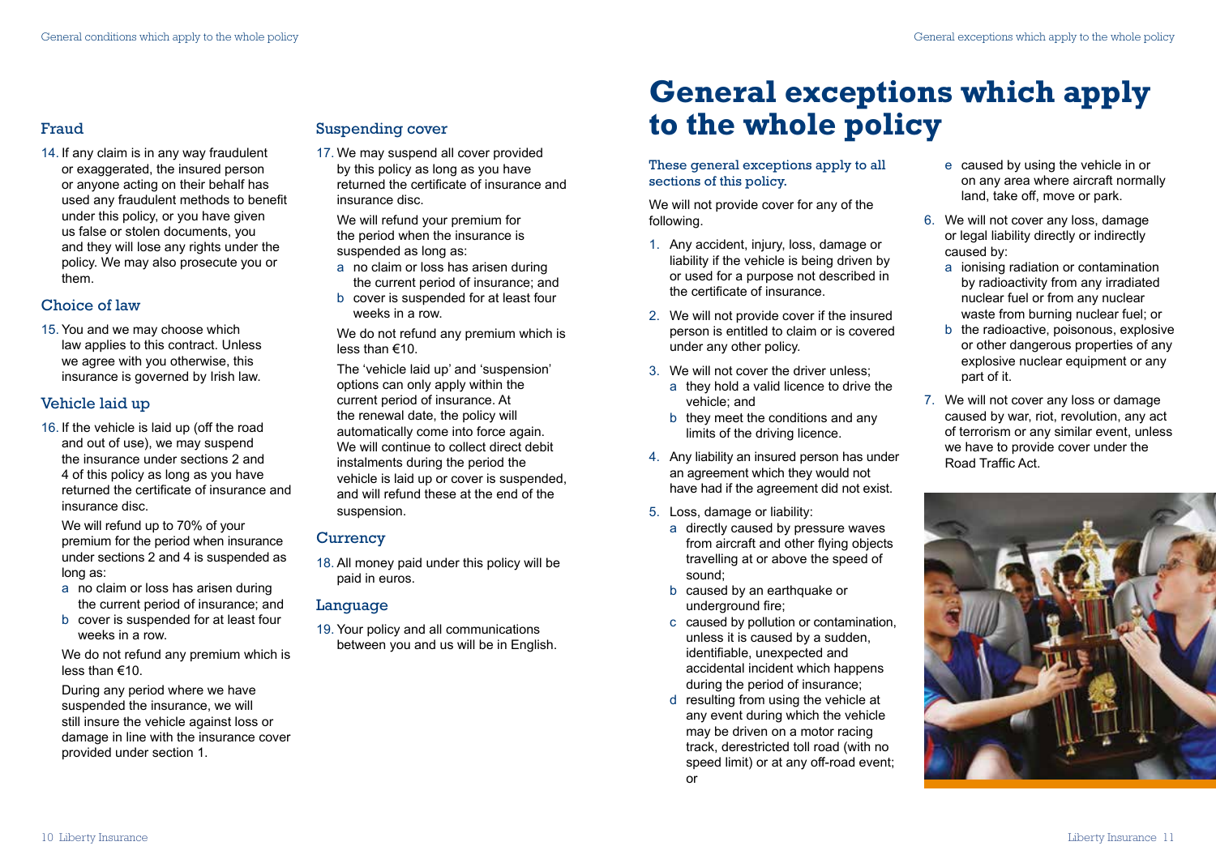## Fraud

14. If any claim is in any way fraudulent or exaggerated, the insured person or anyone acting on their behalf has used any fraudulent methods to benefit under this policy, or you have given us false or stolen documents, you and they will lose any rights under the policy. We may also prosecute you or them.

## Choice of law

15. You and we may choose which law applies to this contract. Unless we agree with you otherwise, this insurance is governed by Irish law.

## Vehicle laid up

16. If the vehicle is laid up (off the road and out of use), we may suspend the insurance under sections 2 and 4 of this policy as long as you have returned the certificate of insurance and insurance disc.

    We will refund up to 70% of your premium for the period when insurance under sections 2 and 4 is suspended as long as:

    a no claim or loss has arisen during the current period of insurance; and
    b cover is suspended for at least four weeks in a row.

    We do not refund any premium which is less than €10.

    During any period where we have suspended the insurance, we will still insure the vehicle against loss or damage in line with the insurance cover provided under section 1.

## Suspending cover

17. We may suspend all cover provided by this policy as long as you have returned the certificate of insurance and insurance disc.

    We will refund your premium for the period when the insurance is suspended as long as:

    a no claim or loss has arisen during the current period of insurance; and
    b cover is suspended for at least four weeks in a row.

    We do not refund any premium which is less than €10.

    The 'vehicle laid up' and 'suspension' options can only apply within the current period of insurance. At the renewal date, the policy will automatically come into force again. We will continue to collect direct debit instalments during the period the vehicle is laid up or cover is suspended, and will refund these at the end of the suspension.

## Currency

18. All money paid under this policy will be paid in euros.

## Language

19. Your policy and all communications between you and us will be in English.

# General exceptions which apply to the whole policy

These general exceptions apply to all sections of this policy.

We will not provide cover for any of the following.

1. Any accident, injury, loss, damage or liability if the vehicle is being driven by or used for a purpose not described in the certificate of insurance.
2. We will not provide cover if the insured person is entitled to claim or is covered under any other policy.
3. We will not cover the driver unless;
    a they hold a valid licence to drive the vehicle; and
    b they meet the conditions and any limits of the driving licence.
4. Any liability an insured person has under an agreement which they would not have had if the agreement did not exist.
5. Loss, damage or liability:
    a directly caused by pressure waves from aircraft and other flying objects travelling at or above the speed of sound;
    b caused by an earthquake or underground fire;
    c caused by pollution or contamination, unless it is caused by a sudden, identifiable, unexpected and accidental incident which happens during the period of insurance;
    d resulting from using the vehicle at any event during which the vehicle may be driven on a motor racing track, derestricted toll road (with no speed limit) or at any off-road event; or
    e caused by using the vehicle in or on any area where aircraft normally land, take off, move or park.
6. We will not cover any loss, damage or legal liability directly or indirectly caused by:
    a ionising radiation or contamination by radioactivity from any irradiated nuclear fuel or from any nuclear waste from burning nuclear fuel; or
    b the radioactive, poisonous, explosive or other dangerous properties of any explosive nuclear equipment or any part of it.
7. We will not cover any loss or damage caused by war, riot, revolution, any act of terrorism or any similar event, unless we have to provide cover under the Road Traffic Act.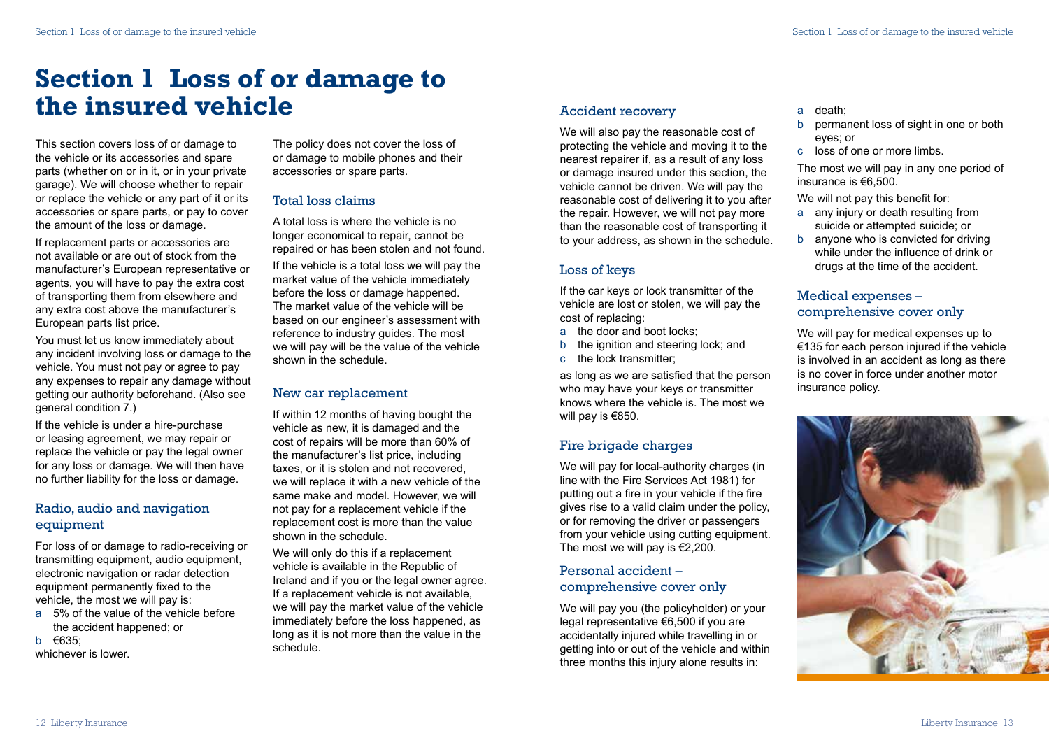# Section 1 Loss of or damage to the insured vehicle

This section covers loss of or damage to the vehicle or its accessories and spare parts (whether on or in it, or in your private garage). We will choose whether to repair or replace the vehicle or any part of it or its accessories or spare parts, or pay to cover the amount of the loss or damage.

If replacement parts or accessories are not available or are out of stock from the manufacturer's European representative or agents, you will have to pay the extra cost of transporting them from elsewhere and any extra cost above the manufacturer's European parts list price.

You must let us know immediately about any incident involving loss or damage to the vehicle. You must not pay or agree to pay any expenses to repair any damage without getting our authority beforehand. (Also see general condition 7.)

If the vehicle is under a hire-purchase or leasing agreement, we may repair or replace the vehicle or pay the legal owner for any loss or damage. We will then have no further liability for the loss or damage.

## Radio, audio and navigation equipment

For loss of or damage to radio-receiving or transmitting equipment, audio equipment, electronic navigation or radar detection equipment permanently fixed to the vehicle, the most we will pay is:

a 5% of the value of the vehicle before the accident happened; or
b €635;

whichever is lower.

The policy does not cover the loss of or damage to mobile phones and their accessories or spare parts.

## Total loss claims

A total loss is where the vehicle is no longer economical to repair, cannot be repaired or has been stolen and not found.

If the vehicle is a total loss we will pay the market value of the vehicle immediately before the loss or damage happened. The market value of the vehicle will be based on our engineer's assessment with reference to industry guides. The most we will pay will be the value of the vehicle shown in the schedule.

## New car replacement

If within 12 months of having bought the vehicle as new, it is damaged and the cost of repairs will be more than 60% of the manufacturer's list price, including taxes, or it is stolen and not recovered, we will replace it with a new vehicle of the same make and model. However, we will not pay for a replacement vehicle if the replacement cost is more than the value shown in the schedule.

We will only do this if a replacement vehicle is available in the Republic of Ireland and if you or the legal owner agree. If a replacement vehicle is not available, we will pay the market value of the vehicle immediately before the loss happened, as long as it is not more than the value in the schedule.

## Accident recovery

We will also pay the reasonable cost of protecting the vehicle and moving it to the nearest repairer if, as a result of any loss or damage insured under this section, the vehicle cannot be driven. We will pay the reasonable cost of delivering it to you after the repair. However, we will not pay more than the reasonable cost of transporting it to your address, as shown in the schedule.

## Loss of keys

If the car keys or lock transmitter of the vehicle are lost or stolen, we will pay the cost of replacing:

a the door and boot locks;
b the ignition and steering lock; and
c the lock transmitter;

as long as we are satisfied that the person who may have your keys or transmitter knows where the vehicle is. The most we will pay is €850.

## Fire brigade charges

We will pay for local-authority charges (in line with the Fire Services Act 1981) for putting out a fire in your vehicle if the fire gives rise to a valid claim under the policy, or for removing the driver or passengers from your vehicle using cutting equipment. The most we will pay is €2,200.

## Personal accident – comprehensive cover only

We will pay you (the policyholder) or your legal representative €6,500 if you are accidentally injured while travelling in or getting into or out of the vehicle and within three months this injury alone results in:

a death;
b permanent loss of sight in one or both eyes; or
c loss of one or more limbs.

The most we will pay in any one period of insurance is €6,500.

We will not pay this benefit for:

a any injury or death resulting from suicide or attempted suicide; or
b anyone who is convicted for driving while under the influence of drink or drugs at the time of the accident.

## Medical expenses – comprehensive cover only

We will pay for medical expenses up to €135 for each person injured if the vehicle is involved in an accident as long as there is no cover in force under another motor insurance policy.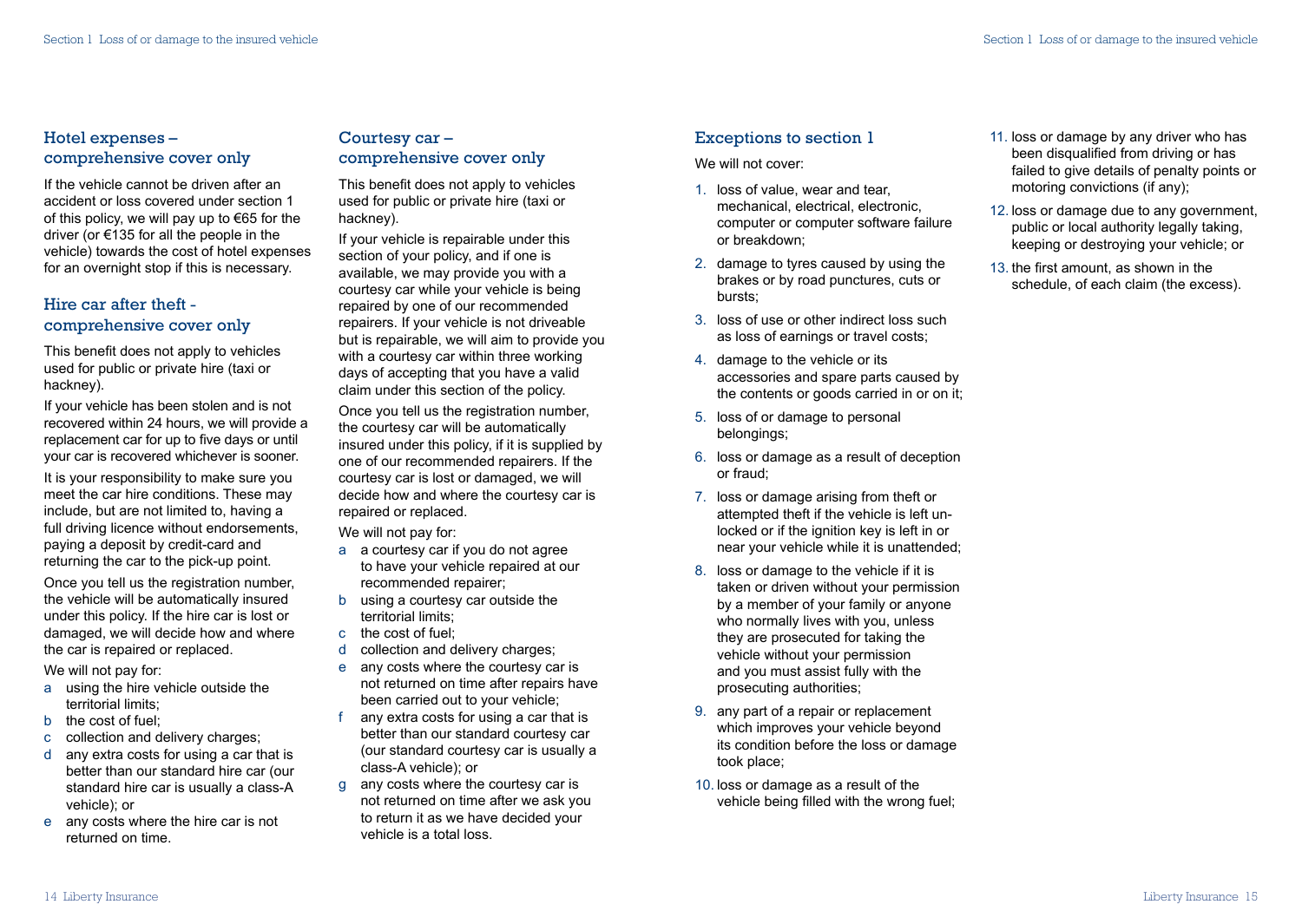## Hotel expenses – comprehensive cover only

If the vehicle cannot be driven after an accident or loss covered under section 1 of this policy, we will pay up to €65 for the driver (or €135 for all the people in the vehicle) towards the cost of hotel expenses for an overnight stop if this is necessary.

## Hire car after theft - comprehensive cover only

This benefit does not apply to vehicles used for public or private hire (taxi or hackney).

If your vehicle has been stolen and is not recovered within 24 hours, we will provide a replacement car for up to five days or until your car is recovered whichever is sooner.

It is your responsibility to make sure you meet the car hire conditions. These may include, but are not limited to, having a full driving licence without endorsements, paying a deposit by credit-card and returning the car to the pick-up point.

Once you tell us the registration number, the vehicle will be automatically insured under this policy. If the hire car is lost or damaged, we will decide how and where the car is repaired or replaced.

We will not pay for:

- a using the hire vehicle outside the territorial limits;
- b the cost of fuel;
- c collection and delivery charges;
- d any extra costs for using a car that is better than our standard hire car (our standard hire car is usually a class-A vehicle); or
- e any costs where the hire car is not returned on time.

## Courtesy car – comprehensive cover only

This benefit does not apply to vehicles used for public or private hire (taxi or hackney).

If your vehicle is repairable under this section of your policy, and if one is available, we may provide you with a courtesy car while your vehicle is being repaired by one of our recommended repairers. If your vehicle is not driveable but is repairable, we will aim to provide you with a courtesy car within three working days of accepting that you have a valid claim under this section of the policy.

Once you tell us the registration number, the courtesy car will be automatically insured under this policy, if it is supplied by one of our recommended repairers. If the courtesy car is lost or damaged, we will decide how and where the courtesy car is repaired or replaced.

We will not pay for:

- a a courtesy car if you do not agree to have your vehicle repaired at our recommended repairer;
- b using a courtesy car outside the territorial limits;
- c the cost of fuel;
- d collection and delivery charges;
- e any costs where the courtesy car is not returned on time after repairs have been carried out to your vehicle;
- f any extra costs for using a car that is better than our standard courtesy car (our standard courtesy car is usually a class-A vehicle); or
- g any costs where the courtesy car is not returned on time after we ask you to return it as we have decided your vehicle is a total loss.

## Exceptions to section 1

We will not cover:

1. loss of value, wear and tear, mechanical, electrical, electronic, computer or computer software failure or breakdown;
2. damage to tyres caused by using the brakes or by road punctures, cuts or bursts;
3. loss of use or other indirect loss such as loss of earnings or travel costs;
4. damage to the vehicle or its accessories and spare parts caused by the contents or goods carried in or on it;
5. loss of or damage to personal belongings;
6. loss or damage as a result of deception or fraud;
7. loss or damage arising from theft or attempted theft if the vehicle is left un-locked or if the ignition key is left in or near your vehicle while it is unattended;
8. loss or damage to the vehicle if it is taken or driven without your permission by a member of your family or anyone who normally lives with you, unless they are prosecuted for taking the vehicle without your permission and you must assist fully with the prosecuting authorities;
9. any part of a repair or replacement which improves your vehicle beyond its condition before the loss or damage took place;
10. loss or damage as a result of the vehicle being filled with the wrong fuel;
11. loss or damage by any driver who has been disqualified from driving or has failed to give details of penalty points or motoring convictions (if any);
12. loss or damage due to any government, public or local authority legally taking, keeping or destroying your vehicle; or
13. the first amount, as shown in the schedule, of each claim (the excess).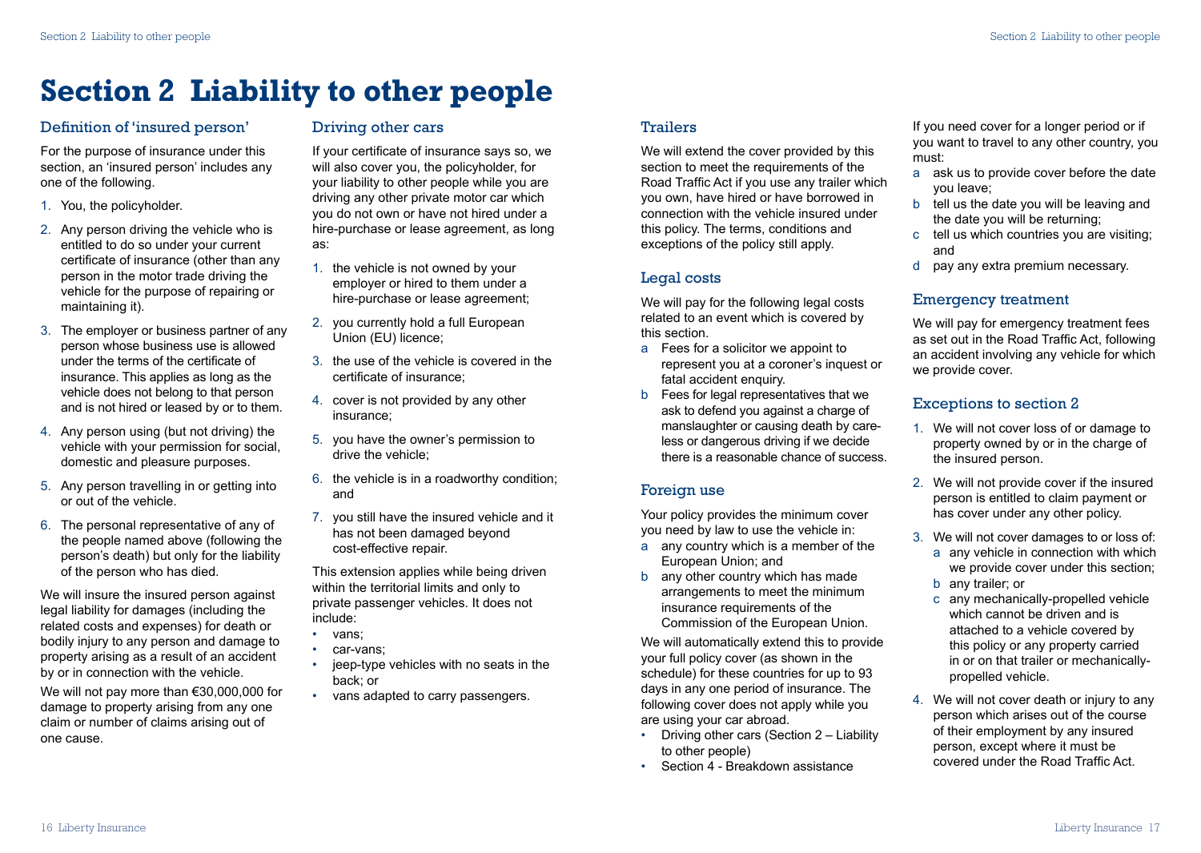# Section 2 Liability to other people

## Definition of 'insured person'

For the purpose of insurance under this section, an 'insured person' includes any one of the following.

1. You, the policyholder.
2. Any person driving the vehicle who is entitled to do so under your current certificate of insurance (other than any person in the motor trade driving the vehicle for the purpose of repairing or maintaining it).
3. The employer or business partner of any person whose business use is allowed under the terms of the certificate of insurance. This applies as long as the vehicle does not belong to that person and is not hired or leased by or to them.
4. Any person using (but not driving) the vehicle with your permission for social, domestic and pleasure purposes.
5. Any person travelling in or getting into or out of the vehicle.
6. The personal representative of any of the people named above (following the person's death) but only for the liability of the person who has died.

We will insure the insured person against legal liability for damages (including the related costs and expenses) for death or bodily injury to any person and damage to property arising as a result of an accident by or in connection with the vehicle.

We will not pay more than €30,000,000 for damage to property arising from any one claim or number of claims arising out of one cause.

## Driving other cars

If your certificate of insurance says so, we will also cover you, the policyholder, for your liability to other people while you are driving any other private motor car which you do not own or have not hired under a hire-purchase or lease agreement, as long as:

1. the vehicle is not owned by your employer or hired to them under a hire-purchase or lease agreement;
2. you currently hold a full European Union (EU) licence;
3. the use of the vehicle is covered in the certificate of insurance;
4. cover is not provided by any other insurance;
5. you have the owner's permission to drive the vehicle;
6. the vehicle is in a roadworthy condition; and
7. you still have the insured vehicle and it has not been damaged beyond cost-effective repair.

This extension applies while being driven within the territorial limits and only to private passenger vehicles. It does not include:

- vans;
- car-vans;
- jeep-type vehicles with no seats in the back; or
- vans adapted to carry passengers.

## Trailers

We will extend the cover provided by this section to meet the requirements of the Road Traffic Act if you use any trailer which you own, have hired or have borrowed in connection with the vehicle insured under this policy. The terms, conditions and exceptions of the policy still apply.

## Legal costs

We will pay for the following legal costs related to an event which is covered by this section.

a. Fees for a solicitor we appoint to represent you at a coroner's inquest or fatal accident enquiry.
b. Fees for legal representatives that we ask to defend you against a charge of manslaughter or causing death by careless or dangerous driving if we decide there is a reasonable chance of success.

## Foreign use

Your policy provides the minimum cover you need by law to use the vehicle in:

a. any country which is a member of the European Union; and
b. any other country which has made arrangements to meet the minimum insurance requirements of the Commission of the European Union.

We will automatically extend this to provide your full policy cover (as shown in the schedule) for these countries for up to 93 days in any one period of insurance. The following cover does not apply while you are using your car abroad.

- Driving other cars (Section 2 – Liability to other people)
- Section 4 - Breakdown assistance

If you need cover for a longer period or if you want to travel to any other country, you must:

a. ask us to provide cover before the date you leave;
b. tell us the date you will be leaving and the date you will be returning;
c. tell us which countries you are visiting; and
d. pay any extra premium necessary.

## Emergency treatment

We will pay for emergency treatment fees as set out in the Road Traffic Act, following an accident involving any vehicle for which we provide cover.

## Exceptions to section 2

1. We will not cover loss of or damage to property owned by or in the charge of the insured person.
2. We will not provide cover if the insured person is entitled to claim payment or has cover under any other policy.
3. We will not cover damages to or loss of:
   a. any vehicle in connection with which we provide cover under this section;
   b. any trailer; or
   c. any mechanically-propelled vehicle which cannot be driven and is attached to a vehicle covered by this policy or any property carried in or on that trailer or mechanically-propelled vehicle.
4. We will not cover death or injury to any person which arises out of the course of their employment by any insured person, except where it must be covered under the Road Traffic Act.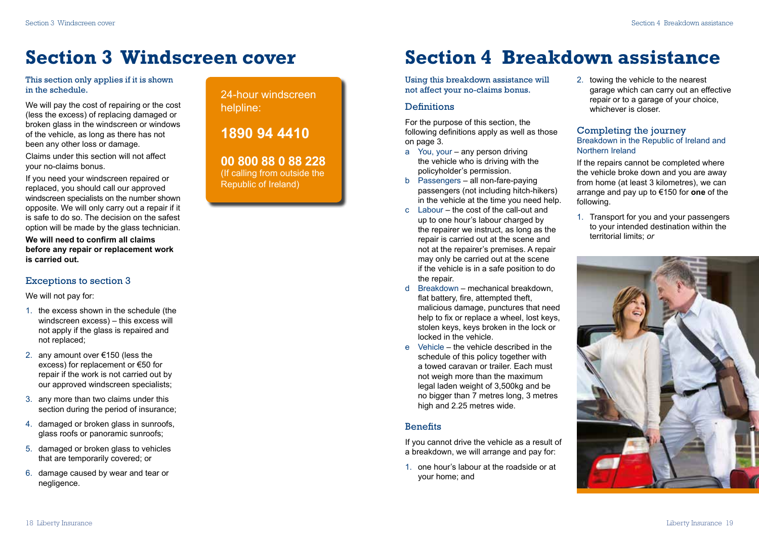# Section 3 Windscreen cover

This section only applies if it is shown in the schedule.

We will pay the cost of repairing or the cost (less the excess) of replacing damaged or broken glass in the windscreen or windows of the vehicle, as long as there has not been any other loss or damage.

Claims under this section will not affect your no-claims bonus.

If you need your windscreen repaired or replaced, you should call our approved windscreen specialists on the number shown opposite. We will only carry out a repair if it is safe to do so. The decision on the safest option will be made by the glass technician.

**We will need to confirm all claims before any repair or replacement work is carried out.**

24-hour windscreen helpline:

**1890 94 4410**

**00 800 88 0 88 228**
(If calling from outside the Republic of Ireland)

## Exceptions to section 3

We will not pay for:

1. the excess shown in the schedule (the windscreen excess) – this excess will not apply if the glass is repaired and not replaced;
2. any amount over €150 (less the excess) for replacement or €50 for repair if the work is not carried out by our approved windscreen specialists;
3. any more than two claims under this section during the period of insurance;
4. damaged or broken glass in sunroofs, glass roofs or panoramic sunroofs;
5. damaged or broken glass to vehicles that are temporarily covered; or
6. damage caused by wear and tear or negligence.

# Section 4 Breakdown assistance

Using this breakdown assistance will not affect your no-claims bonus.

## Definitions

For the purpose of this section, the following definitions apply as well as those on page 3.

a. You, your – any person driving the vehicle who is driving with the policyholder's permission.
b. Passengers – all non-fare-paying passengers (not including hitch-hikers) in the vehicle at the time you need help.
c. Labour – the cost of the call-out and up to one hour's labour charged by the repairer we instruct, as long as the repair is carried out at the scene and not at the repairer's premises. A repair may only be carried out at the scene if the vehicle is in a safe position to do the repair.
d. Breakdown – mechanical breakdown, flat battery, fire, attempted theft, malicious damage, punctures that need help to fix or replace a wheel, lost keys, stolen keys, keys broken in the lock or locked in the vehicle.
e. Vehicle – the vehicle described in the schedule of this policy together with a towed caravan or trailer. Each must not weigh more than the maximum legal laden weight of 3,500kg and be no bigger than 7 metres long, 3 metres high and 2.25 metres wide.

## Benefits

If you cannot drive the vehicle as a result of a breakdown, we will arrange and pay for:

1. one hour's labour at the roadside or at your home; and
2. towing the vehicle to the nearest garage which can carry out an effective repair or to a garage of your choice, whichever is closer.

## Completing the journey

### Breakdown in the Republic of Ireland and Northern Ireland

If the repairs cannot be completed where the vehicle broke down and you are away from home (at least 3 kilometres), we can arrange and pay up to €150 for **one** of the following.

1. Transport for you and your passengers to your intended destination within the territorial limits; *or*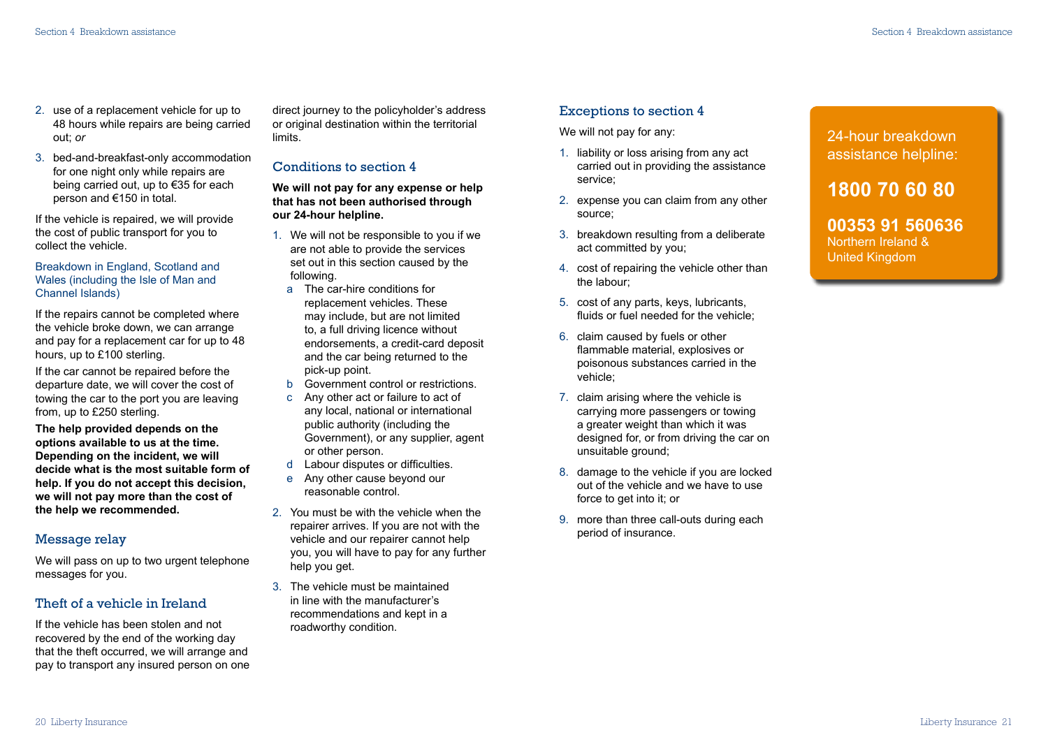2. use of a replacement vehicle for up to 48 hours while repairs are being carried out; *or*
3. bed-and-breakfast-only accommodation for one night only while repairs are being carried out, up to €35 for each person and €150 in total.

If the vehicle is repaired, we will provide the cost of public transport for you to collect the vehicle.

### Breakdown in England, Scotland and Wales (including the Isle of Man and Channel Islands)

If the repairs cannot be completed where the vehicle broke down, we can arrange and pay for a replacement car for up to 48 hours, up to £100 sterling.

If the car cannot be repaired before the departure date, we will cover the cost of towing the car to the port you are leaving from, up to £250 sterling.

**The help provided depends on the options available to us at the time. Depending on the incident, we will decide what is the most suitable form of help. If you do not accept this decision, we will not pay more than the cost of the help we recommended.**

## Message relay

We will pass on up to two urgent telephone messages for you.

## Theft of a vehicle in Ireland

If the vehicle has been stolen and not recovered by the end of the working day that the theft occurred, we will arrange and pay to transport any insured person on one direct journey to the policyholder's address or original destination within the territorial limits.

## Conditions to section 4

**We will not pay for any expense or help that has not been authorised through our 24-hour helpline.**

1. We will not be responsible to you if we are not able to provide the services set out in this section caused by the following.
   a. The car-hire conditions for replacement vehicles. These may include, but are not limited to, a full driving licence without endorsements, a credit-card deposit and the car being returned to the pick-up point.
   b. Government control or restrictions.
   c. Any other act or failure to act of any local, national or international public authority (including the Government), or any supplier, agent or other person.
   d. Labour disputes or difficulties.
   e. Any other cause beyond our reasonable control.
2. You must be with the vehicle when the repairer arrives. If you are not with the vehicle and our repairer cannot help you, you will have to pay for any further help you get.
3. The vehicle must be maintained in line with the manufacturer's recommendations and kept in a roadworthy condition.

## Exceptions to section 4

We will not pay for any:

1. liability or loss arising from any act carried out in providing the assistance service;
2. expense you can claim from any other source;
3. breakdown resulting from a deliberate act committed by you;
4. cost of repairing the vehicle other than the labour;
5. cost of any parts, keys, lubricants, fluids or fuel needed for the vehicle;
6. claim caused by fuels or other flammable material, explosives or poisonous substances carried in the vehicle;
7. claim arising where the vehicle is carrying more passengers or towing a greater weight than which it was designed for, or from driving the car on unsuitable ground;
8. damage to the vehicle if you are locked out of the vehicle and we have to use force to get into it; or
9. more than three call-outs during each period of insurance.

24-hour breakdown assistance helpline:

**1800 70 60 80**

**00353 91 560636**
Northern Ireland & United Kingdom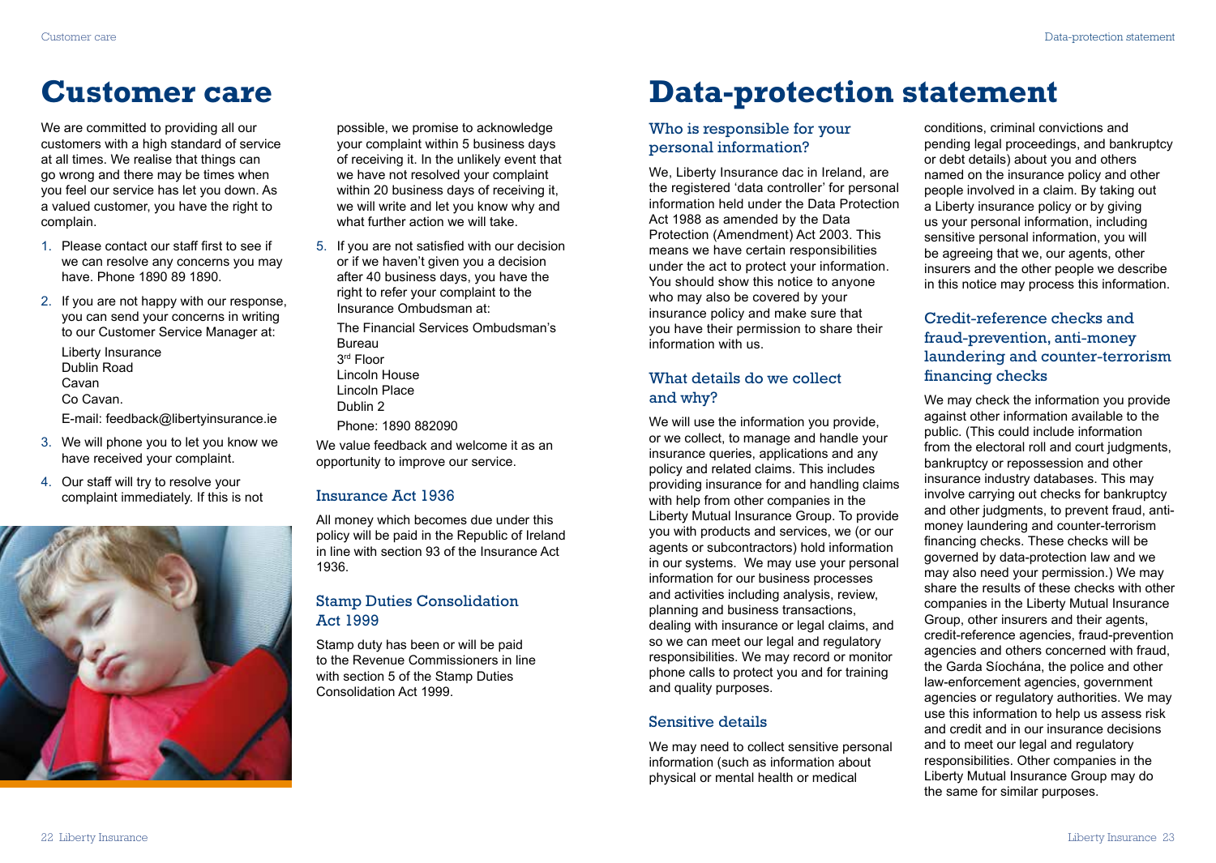# Customer care

We are committed to providing all our customers with a high standard of service at all times. We realise that things can go wrong and there may be times when you feel our service has let you down. As a valued customer, you have the right to complain.

1. Please contact our staff first to see if we can resolve any concerns you may have. Phone 1890 89 1890.
2. If you are not happy with our response, you can send your concerns in writing to our Customer Service Manager at:

   Liberty Insurance  
   Dublin Road  
   Cavan  
   Co Cavan.

   E-mail: feedback@libertyinsurance.ie
3. We will phone you to let you know we have received your complaint.
4. Our staff will try to resolve your complaint immediately. If this is not possible, we promise to acknowledge your complaint within 5 business days of receiving it. In the unlikely event that we have not resolved your complaint within 20 business days of receiving it, we will write and let you know why and what further action we will take.
5. If you are not satisfied with our decision or if we haven't given you a decision after 40 business days, you have the right to refer your complaint to the Insurance Ombudsman at:

   The Financial Services Ombudsman's Bureau  
   3rd Floor  
   Lincoln House  
   Lincoln Place  
   Dublin 2

   Phone: 1890 882090

We value feedback and welcome it as an opportunity to improve our service.

### Insurance Act 1936

All money which becomes due under this policy will be paid in the Republic of Ireland in line with section 93 of the Insurance Act 1936.

### Stamp Duties Consolidation Act 1999

Stamp duty has been or will be paid to the Revenue Commissioners in line with section 5 of the Stamp Duties Consolidation Act 1999.

# Data-protection statement

### Who is responsible for your personal information?

We, Liberty Insurance dac in Ireland, are the registered 'data controller' for personal information held under the Data Protection Act 1988 as amended by the Data Protection (Amendment) Act 2003. This means we have certain responsibilities under the act to protect your information. You should show this notice to anyone who may also be covered by your insurance policy and make sure that you have their permission to share their information with us.

### What details do we collect and why?

We will use the information you provide, or we collect, to manage and handle your insurance queries, applications and any policy and related claims. This includes providing insurance for and handling claims with help from other companies in the Liberty Mutual Insurance Group. To provide you with products and services, we (or our agents or subcontractors) hold information in our systems. We may use your personal information for our business processes and activities including analysis, review, planning and business transactions, dealing with insurance or legal claims, and so we can meet our legal and regulatory responsibilities. We may record or monitor phone calls to protect you and for training and quality purposes.

### Sensitive details

We may need to collect sensitive personal information (such as information about physical or mental health or medical conditions, criminal convictions and pending legal proceedings, and bankruptcy or debt details) about you and others named on the insurance policy and other people involved in a claim. By taking out a Liberty insurance policy or by giving us your personal information, including sensitive personal information, you will be agreeing that we, our agents, other insurers and the other people we describe in this notice may process this information.

### Credit-reference checks and fraud-prevention, anti-money laundering and counter-terrorism financing checks

We may check the information you provide against other information available to the public. (This could include information from the electoral roll and court judgments, bankruptcy or repossession and other insurance industry databases. This may involve carrying out checks for bankruptcy and other judgments, to prevent fraud, anti-money laundering and counter-terrorism financing checks. These checks will be governed by data-protection law and we may also need your permission.) We may share the results of these checks with other companies in the Liberty Mutual Insurance Group, other insurers and their agents, credit-reference agencies, fraud-prevention agencies and others concerned with fraud, the Garda Síochána, the police and other law-enforcement agencies, government agencies or regulatory authorities. We may use this information to help us assess risk and credit and in our insurance decisions and to meet our legal and regulatory responsibilities. Other companies in the Liberty Mutual Insurance Group may do the same for similar purposes.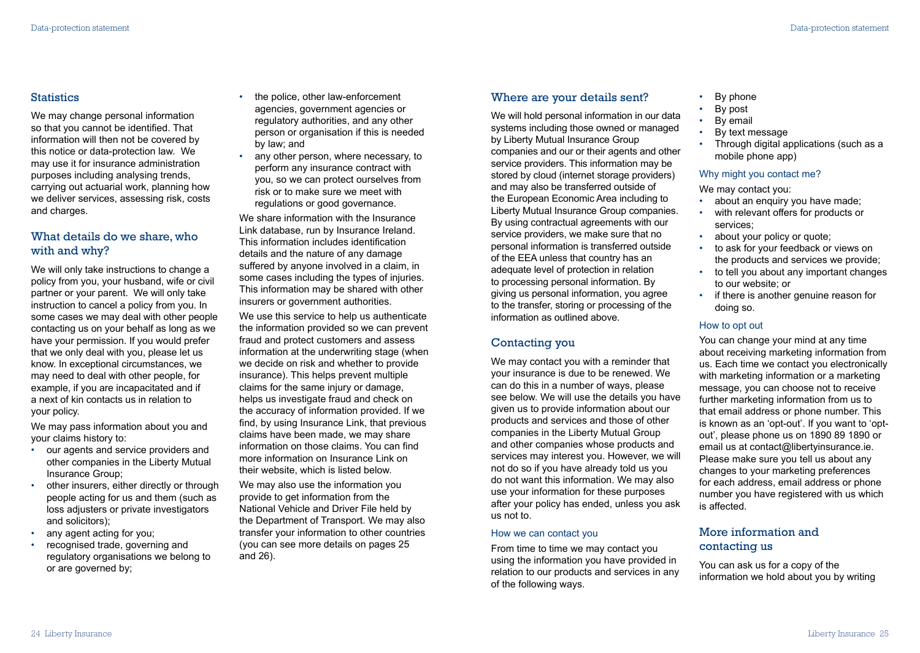## Statistics

We may change personal information so that you cannot be identified. That information will then not be covered by this notice or data-protection law. We may use it for insurance administration purposes including analysing trends, carrying out actuarial work, planning how we deliver services, assessing risk, costs and charges.

## What details do we share, who with and why?

We will only take instructions to change a policy from you, your husband, wife or civil partner or your parent. We will only take instruction to cancel a policy from you. In some cases we may deal with other people contacting us on your behalf as long as we have your permission. If you would prefer that we only deal with you, please let us know. In exceptional circumstances, we may need to deal with other people, for example, if you are incapacitated and if a next of kin contacts us in relation to your policy.

We may pass information about you and your claims history to:

- our agents and service providers and other companies in the Liberty Mutual Insurance Group;
- other insurers, either directly or through people acting for us and them (such as loss adjusters or private investigators and solicitors);
- any agent acting for you;
- recognised trade, governing and regulatory organisations we belong to or are governed by;
- the police, other law-enforcement agencies, government agencies or regulatory authorities, and any other person or organisation if this is needed by law; and
- any other person, where necessary, to perform any insurance contract with you, so we can protect ourselves from risk or to make sure we meet with regulations or good governance.

We share information with the Insurance Link database, run by Insurance Ireland. This information includes identification details and the nature of any damage suffered by anyone involved in a claim, in some cases including the types of injuries. This information may be shared with other insurers or government authorities.

We use this service to help us authenticate the information provided so we can prevent fraud and protect customers and assess information at the underwriting stage (when we decide on risk and whether to provide insurance). This helps prevent multiple claims for the same injury or damage, helps us investigate fraud and check on the accuracy of information provided. If we find, by using Insurance Link, that previous claims have been made, we may share information on those claims. You can find more information on Insurance Link on their website, which is listed below.

We may also use the information you provide to get information from the National Vehicle and Driver File held by the Department of Transport. We may also transfer your information to other countries (you can see more details on pages 25 and 26).

## Where are your details sent?

We will hold personal information in our data systems including those owned or managed by Liberty Mutual Insurance Group companies and our or their agents and other service providers. This information may be stored by cloud (internet storage providers) and may also be transferred outside of the European Economic Area including to Liberty Mutual Insurance Group companies. By using contractual agreements with our service providers, we make sure that no personal information is transferred outside of the EEA unless that country has an adequate level of protection in relation to processing personal information. By giving us personal information, you agree to the transfer, storing or processing of the information as outlined above.

## Contacting you

We may contact you with a reminder that your insurance is due to be renewed. We can do this in a number of ways, please see below. We will use the details you have given us to provide information about our products and services and those of other companies in the Liberty Mutual Group and other companies whose products and services may interest you. However, we will not do so if you have already told us you do not want this information. We may also use your information for these purposes after your policy has ended, unless you ask us not to.

### How we can contact you

From time to time we may contact you using the information you have provided in relation to our products and services in any of the following ways.

- By phone
- By post
- By email
- By text message
- Through digital applications (such as a mobile phone app)

### Why might you contact me?

We may contact you:

- about an enquiry you have made;
- with relevant offers for products or services;
- about your policy or quote;
- to ask for your feedback or views on the products and services we provide;
- to tell you about any important changes to our website; or
- if there is another genuine reason for doing so.

### How to opt out

You can change your mind at any time about receiving marketing information from us. Each time we contact you electronically with marketing information or a marketing message, you can choose not to receive further marketing information from us to that email address or phone number. This is known as an 'opt-out'. If you want to 'opt-out', please phone us on 1890 89 1890 or email us at contact@libertyinsurance.ie. Please make sure you tell us about any changes to your marketing preferences for each address, email address or phone number you have registered with us which is affected.

## More information and contacting us

You can ask us for a copy of the information we hold about you by writing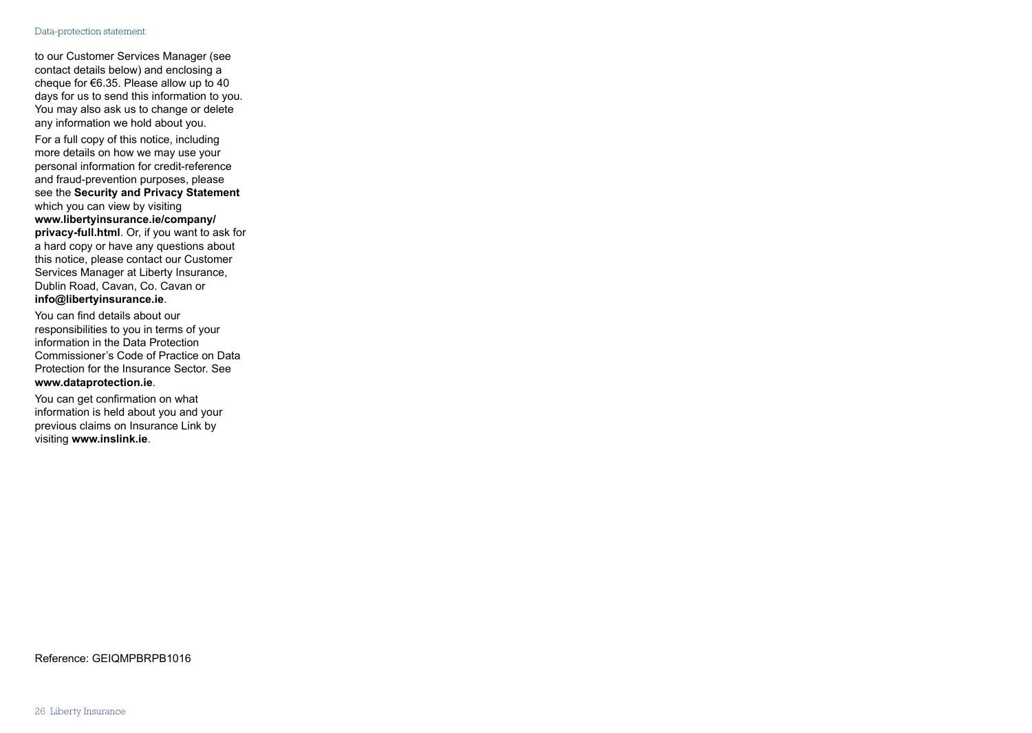to our Customer Services Manager (see contact details below) and enclosing a cheque for €6.35. Please allow up to 40 days for us to send this information to you. You may also ask us to change or delete any information we hold about you.

For a full copy of this notice, including more details on how we may use your personal information for credit-reference and fraud-prevention purposes, please see the **Security and Privacy Statement** which you can view by visiting **www.libertyinsurance.ie/company/privacy-full.html**. Or, if you want to ask for a hard copy or have any questions about this notice, please contact our Customer Services Manager at Liberty Insurance, Dublin Road, Cavan, Co. Cavan or **info@libertyinsurance.ie**.

You can find details about our responsibilities to you in terms of your information in the Data Protection Commissioner's Code of Practice on Data Protection for the Insurance Sector. See **www.dataprotection.ie**.

You can get confirmation on what information is held about you and your previous claims on Insurance Link by visiting **www.inslink.ie**.

Reference: GEIQMPBRPB1016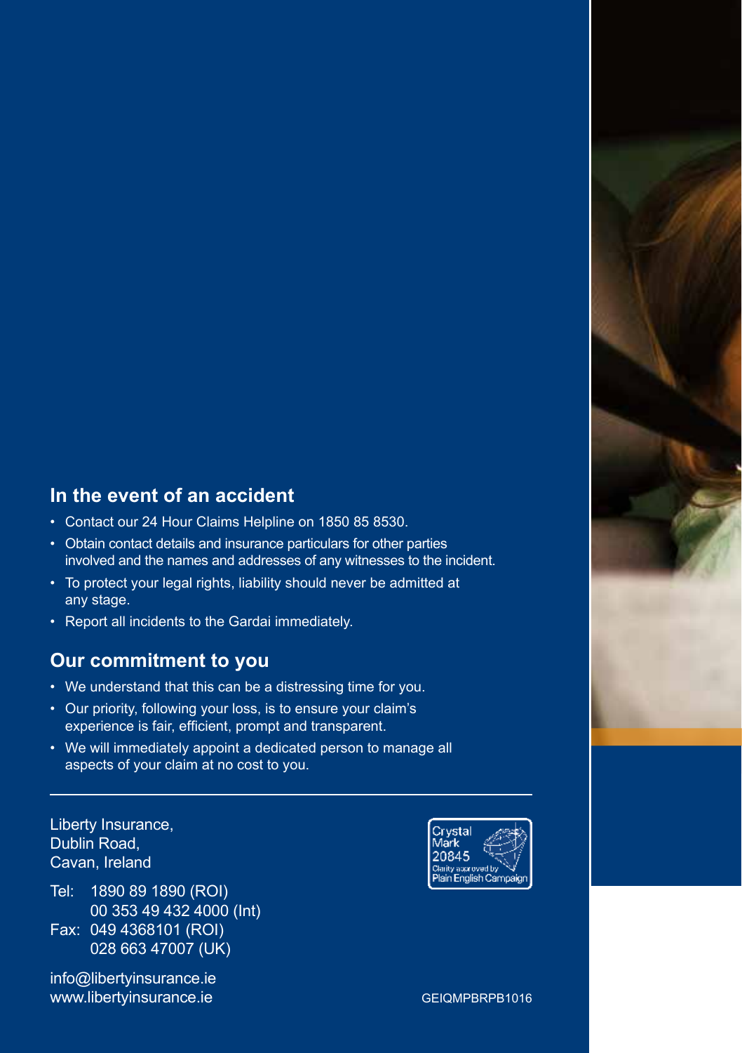## In the event of an accident

- Contact our 24 Hour Claims Helpline on 1850 85 8530.
- Obtain contact details and insurance particulars for other parties involved and the names and addresses of any witnesses to the incident.
- To protect your legal rights, liability should never be admitted at any stage.
- Report all incidents to the Gardai immediately.

## Our commitment to you

- We understand that this can be a distressing time for you.
- Our priority, following your loss, is to ensure your claim's experience is fair, efficient, prompt and transparent.
- We will immediately appoint a dedicated person to manage all aspects of your claim at no cost to you.

---

Liberty Insurance,
Dublin Road,
Cavan, Ireland

Tel: 1890 89 1890 (ROI)
00 353 49 432 4000 (Int)
Fax: 049 4368101 (ROI)
028 663 47007 (UK)

info@libertyinsurance.ie
www.libertyinsurance.ie

Crystal Mark 20845 Clarity approved by Plain English Campaign

GEIQMPBRPB1016